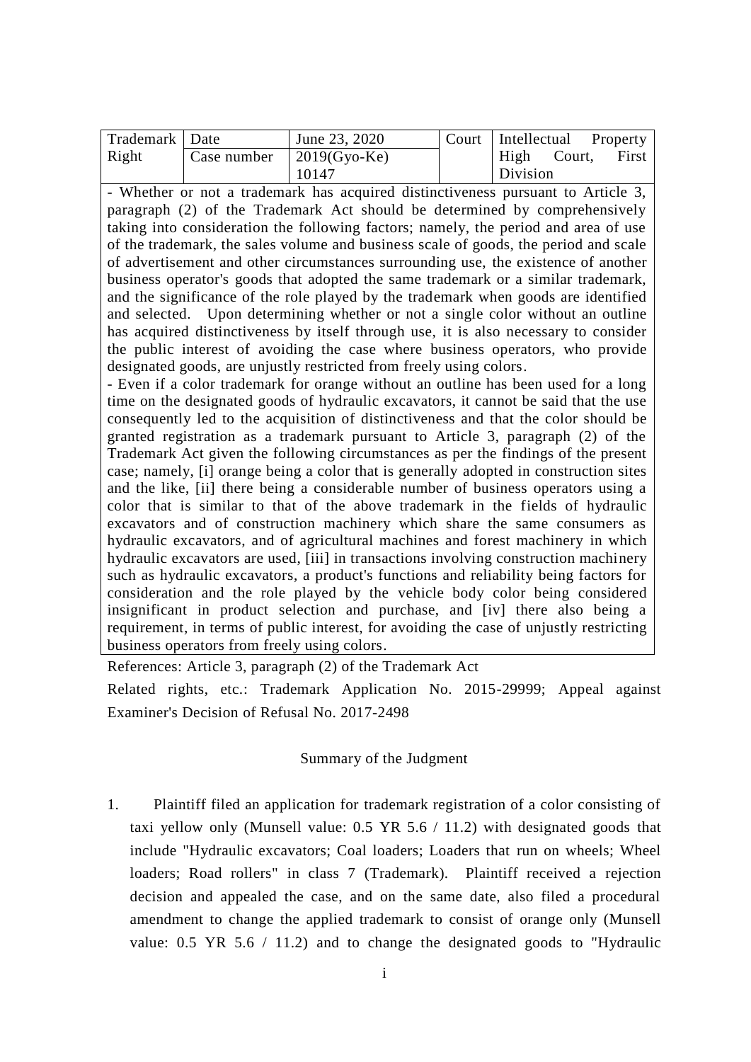| Trademark Right | Date | June 23, 2020 | Court | Intellectual Property High Court, First Division |
|---|---|---|---|---|
| | Case number | 2019(Gyo-Ke) 10147 | | |

- Whether or not a trademark has acquired distinctiveness pursuant to Article 3, paragraph (2) of the Trademark Act should be determined by comprehensively taking into consideration the following factors; namely, the period and area of use of the trademark, the sales volume and business scale of goods, the period and scale of advertisement and other circumstances surrounding use, the existence of another business operator's goods that adopted the same trademark or a similar trademark, and the significance of the role played by the trademark when goods are identified and selected. Upon determining whether or not a single color without an outline has acquired distinctiveness by itself through use, it is also necessary to consider the public interest of avoiding the case where business operators, who provide designated goods, are unjustly restricted from freely using colors.
- Even if a color trademark for orange without an outline has been used for a long time on the designated goods of hydraulic excavators, it cannot be said that the use consequently led to the acquisition of distinctiveness and that the color should be granted registration as a trademark pursuant to Article 3, paragraph (2) of the Trademark Act given the following circumstances as per the findings of the present case; namely, [i] orange being a color that is generally adopted in construction sites and the like, [ii] there being a considerable number of business operators using a color that is similar to that of the above trademark in the fields of hydraulic excavators and of construction machinery which share the same consumers as hydraulic excavators, and of agricultural machines and forest machinery in which hydraulic excavators are used, [iii] in transactions involving construction machinery such as hydraulic excavators, a product's functions and reliability being factors for consideration and the role played by the vehicle body color being considered insignificant in product selection and purchase, and [iv] there also being a requirement, in terms of public interest, for avoiding the case of unjustly restricting business operators from freely using colors.

References: Article 3, paragraph (2) of the Trademark Act

Related rights, etc.: Trademark Application No. 2015-29999; Appeal against Examiner's Decision of Refusal No. 2017-2498

## Summary of the Judgment

1. Plaintiff filed an application for trademark registration of a color consisting of taxi yellow only (Munsell value: 0.5 YR 5.6 / 11.2) with designated goods that include "Hydraulic excavators; Coal loaders; Loaders that run on wheels; Wheel loaders; Road rollers" in class 7 (Trademark). Plaintiff received a rejection decision and appealed the case, and on the same date, also filed a procedural amendment to change the applied trademark to consist of orange only (Munsell value: 0.5 YR 5.6 / 11.2) and to change the designated goods to "Hydraulic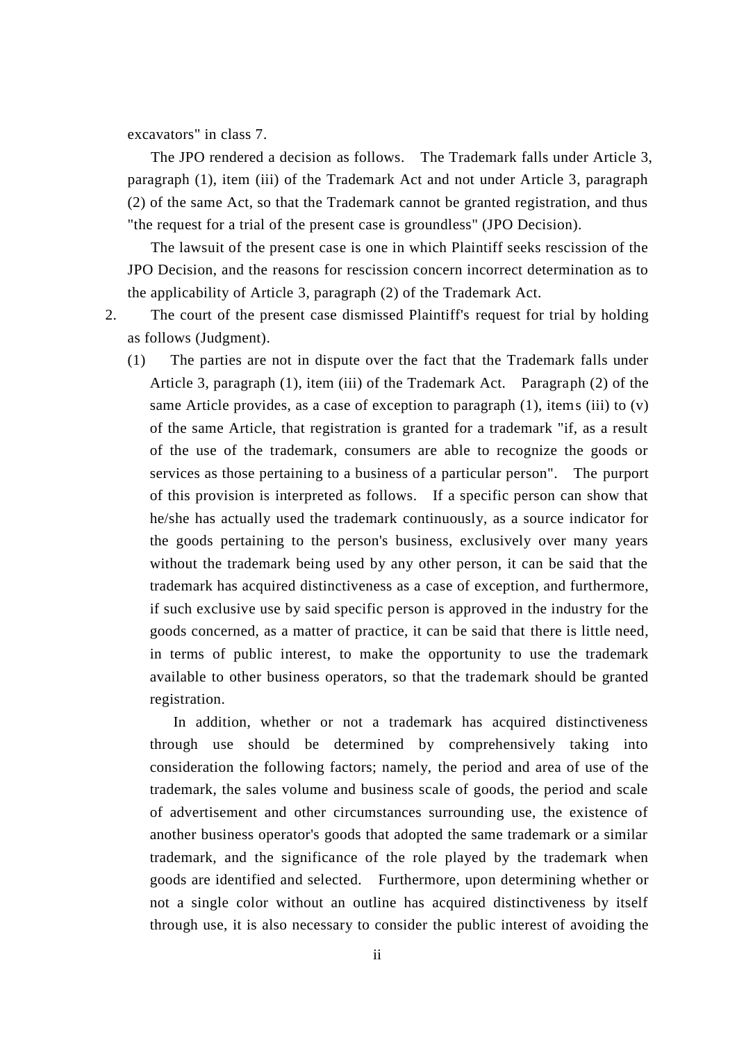excavators" in class 7.

The JPO rendered a decision as follows. The Trademark falls under Article 3, paragraph (1), item (iii) of the Trademark Act and not under Article 3, paragraph (2) of the same Act, so that the Trademark cannot be granted registration, and thus "the request for a trial of the present case is groundless" (JPO Decision).

The lawsuit of the present case is one in which Plaintiff seeks rescission of the JPO Decision, and the reasons for rescission concern incorrect determination as to the applicability of Article 3, paragraph (2) of the Trademark Act.

2. The court of the present case dismissed Plaintiff's request for trial by holding as follows (Judgment).

   (1) The parties are not in dispute over the fact that the Trademark falls under Article 3, paragraph (1), item (iii) of the Trademark Act. Paragraph (2) of the same Article provides, as a case of exception to paragraph (1), items (iii) to (v) of the same Article, that registration is granted for a trademark "if, as a result of the use of the trademark, consumers are able to recognize the goods or services as those pertaining to a business of a particular person". The purport of this provision is interpreted as follows. If a specific person can show that he/she has actually used the trademark continuously, as a source indicator for the goods pertaining to the person's business, exclusively over many years without the trademark being used by any other person, it can be said that the trademark has acquired distinctiveness as a case of exception, and furthermore, if such exclusive use by said specific person is approved in the industry for the goods concerned, as a matter of practice, it can be said that there is little need, in terms of public interest, to make the opportunity to use the trademark available to other business operators, so that the trademark should be granted registration.

   In addition, whether or not a trademark has acquired distinctiveness through use should be determined by comprehensively taking into consideration the following factors; namely, the period and area of use of the trademark, the sales volume and business scale of goods, the period and scale of advertisement and other circumstances surrounding use, the existence of another business operator's goods that adopted the same trademark or a similar trademark, and the significance of the role played by the trademark when goods are identified and selected. Furthermore, upon determining whether or not a single color without an outline has acquired distinctiveness by itself through use, it is also necessary to consider the public interest of avoiding the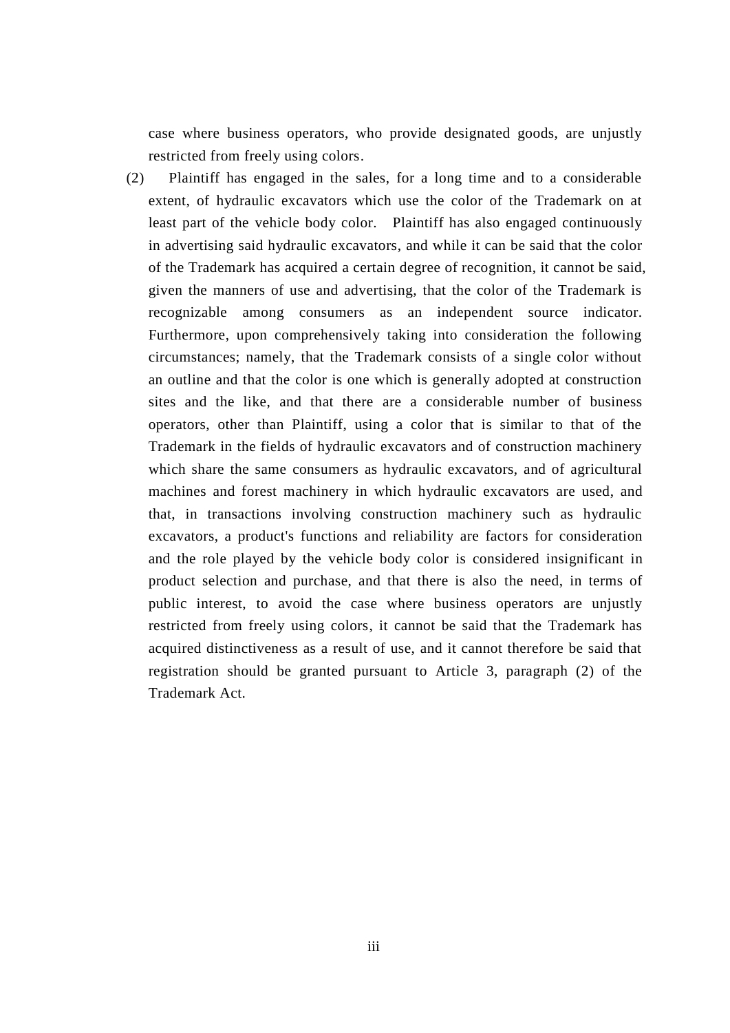case where business operators, who provide designated goods, are unjustly restricted from freely using colors.

(2) Plaintiff has engaged in the sales, for a long time and to a considerable extent, of hydraulic excavators which use the color of the Trademark on at least part of the vehicle body color. Plaintiff has also engaged continuously in advertising said hydraulic excavators, and while it can be said that the color of the Trademark has acquired a certain degree of recognition, it cannot be said, given the manners of use and advertising, that the color of the Trademark is recognizable among consumers as an independent source indicator. Furthermore, upon comprehensively taking into consideration the following circumstances; namely, that the Trademark consists of a single color without an outline and that the color is one which is generally adopted at construction sites and the like, and that there are a considerable number of business operators, other than Plaintiff, using a color that is similar to that of the Trademark in the fields of hydraulic excavators and of construction machinery which share the same consumers as hydraulic excavators, and of agricultural machines and forest machinery in which hydraulic excavators are used, and that, in transactions involving construction machinery such as hydraulic excavators, a product's functions and reliability are factors for consideration and the role played by the vehicle body color is considered insignificant in product selection and purchase, and that there is also the need, in terms of public interest, to avoid the case where business operators are unjustly restricted from freely using colors, it cannot be said that the Trademark has acquired distinctiveness as a result of use, and it cannot therefore be said that registration should be granted pursuant to Article 3, paragraph (2) of the Trademark Act.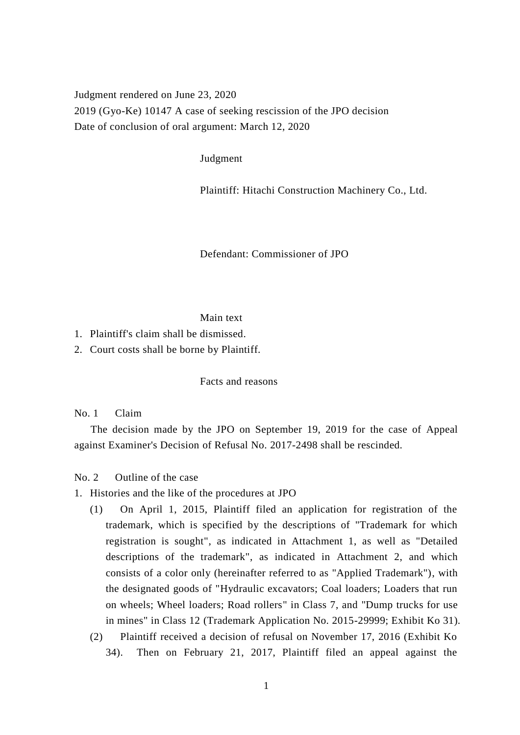Judgment rendered on June 23, 2020

2019 (Gyo-Ke) 10147 A case of seeking rescission of the JPO decision

Date of conclusion of oral argument: March 12, 2020

Judgment

Plaintiff: Hitachi Construction Machinery Co., Ltd.

Defendant: Commissioner of JPO

Main text

1. Plaintiff's claim shall be dismissed.
2. Court costs shall be borne by Plaintiff.

Facts and reasons

No. 1 Claim

The decision made by the JPO on September 19, 2019 for the case of Appeal against Examiner's Decision of Refusal No. 2017-2498 shall be rescinded.

No. 2 Outline of the case

1. Histories and the like of the procedures at JPO
   (1) On April 1, 2015, Plaintiff filed an application for registration of the trademark, which is specified by the descriptions of "Trademark for which registration is sought", as indicated in Attachment 1, as well as "Detailed descriptions of the trademark", as indicated in Attachment 2, and which consists of a color only (hereinafter referred to as "Applied Trademark"), with the designated goods of "Hydraulic excavators; Coal loaders; Loaders that run on wheels; Wheel loaders; Road rollers" in Class 7, and "Dump trucks for use in mines" in Class 12 (Trademark Application No. 2015-29999; Exhibit Ko 31).
   (2) Plaintiff received a decision of refusal on November 17, 2016 (Exhibit Ko 34). Then on February 21, 2017, Plaintiff filed an appeal against the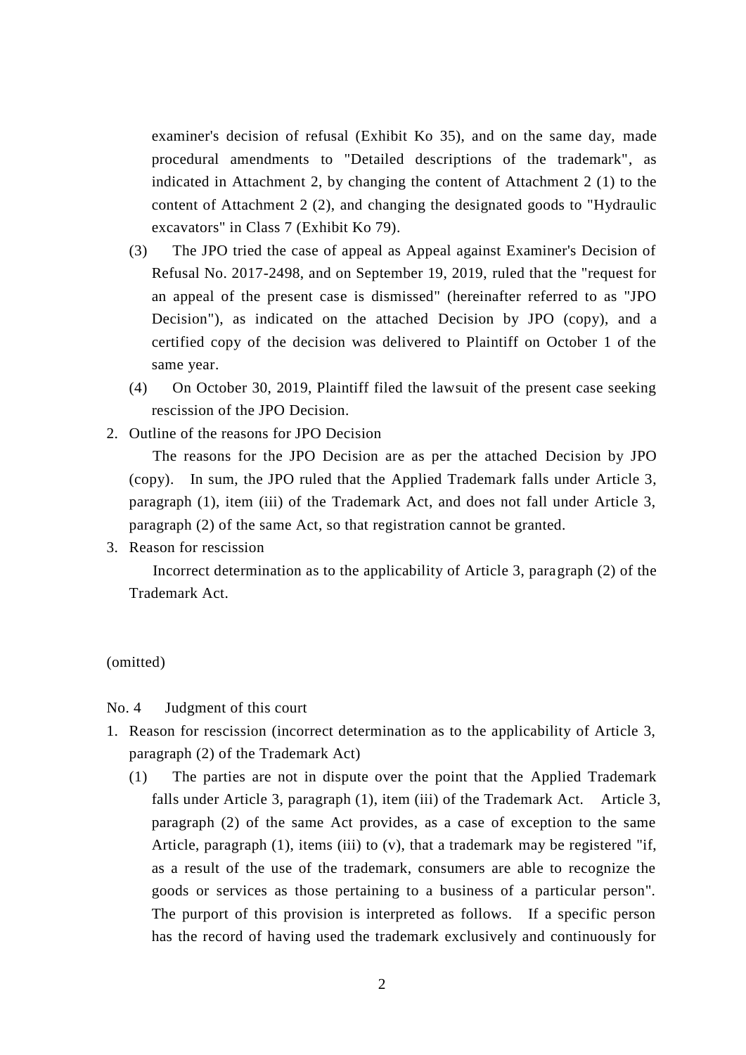examiner's decision of refusal (Exhibit Ko 35), and on the same day, made procedural amendments to "Detailed descriptions of the trademark", as indicated in Attachment 2, by changing the content of Attachment 2 (1) to the content of Attachment 2 (2), and changing the designated goods to "Hydraulic excavators" in Class 7 (Exhibit Ko 79).

(3) The JPO tried the case of appeal as Appeal against Examiner's Decision of Refusal No. 2017-2498, and on September 19, 2019, ruled that the "request for an appeal of the present case is dismissed" (hereinafter referred to as "JPO Decision"), as indicated on the attached Decision by JPO (copy), and a certified copy of the decision was delivered to Plaintiff on October 1 of the same year.

(4) On October 30, 2019, Plaintiff filed the lawsuit of the present case seeking rescission of the JPO Decision.

2. Outline of the reasons for JPO Decision

The reasons for the JPO Decision are as per the attached Decision by JPO (copy). In sum, the JPO ruled that the Applied Trademark falls under Article 3, paragraph (1), item (iii) of the Trademark Act, and does not fall under Article 3, paragraph (2) of the same Act, so that registration cannot be granted.

3. Reason for rescission

Incorrect determination as to the applicability of Article 3, paragraph (2) of the Trademark Act.

(omitted)

No. 4 Judgment of this court

1. Reason for rescission (incorrect determination as to the applicability of Article 3, paragraph (2) of the Trademark Act)

(1) The parties are not in dispute over the point that the Applied Trademark falls under Article 3, paragraph (1), item (iii) of the Trademark Act. Article 3, paragraph (2) of the same Act provides, as a case of exception to the same Article, paragraph (1), items (iii) to (v), that a trademark may be registered "if, as a result of the use of the trademark, consumers are able to recognize the goods or services as those pertaining to a business of a particular person". The purport of this provision is interpreted as follows. If a specific person has the record of having used the trademark exclusively and continuously for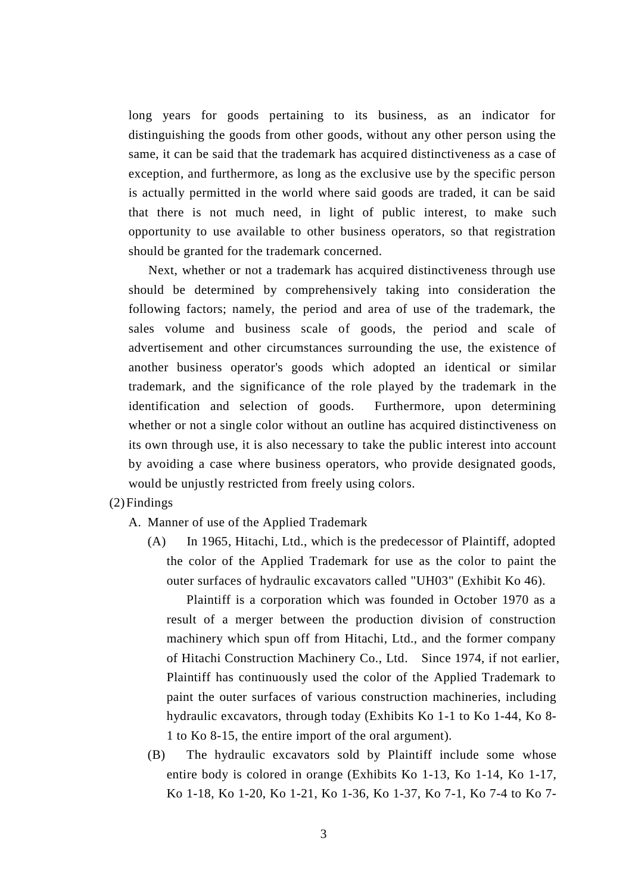long years for goods pertaining to its business, as an indicator for distinguishing the goods from other goods, without any other person using the same, it can be said that the trademark has acquired distinctiveness as a case of exception, and furthermore, as long as the exclusive use by the specific person is actually permitted in the world where said goods are traded, it can be said that there is not much need, in light of public interest, to make such opportunity to use available to other business operators, so that registration should be granted for the trademark concerned.

Next, whether or not a trademark has acquired distinctiveness through use should be determined by comprehensively taking into consideration the following factors; namely, the period and area of use of the trademark, the sales volume and business scale of goods, the period and scale of advertisement and other circumstances surrounding the use, the existence of another business operator's goods which adopted an identical or similar trademark, and the significance of the role played by the trademark in the identification and selection of goods. Furthermore, upon determining whether or not a single color without an outline has acquired distinctiveness on its own through use, it is also necessary to take the public interest into account by avoiding a case where business operators, who provide designated goods, would be unjustly restricted from freely using colors.

(2) Findings

A. Manner of use of the Applied Trademark

(A) In 1965, Hitachi, Ltd., which is the predecessor of Plaintiff, adopted the color of the Applied Trademark for use as the color to paint the outer surfaces of hydraulic excavators called "UH03" (Exhibit Ko 46).

Plaintiff is a corporation which was founded in October 1970 as a result of a merger between the production division of construction machinery which spun off from Hitachi, Ltd., and the former company of Hitachi Construction Machinery Co., Ltd. Since 1974, if not earlier, Plaintiff has continuously used the color of the Applied Trademark to paint the outer surfaces of various construction machineries, including hydraulic excavators, through today (Exhibits Ko 1-1 to Ko 1-44, Ko 8-1 to Ko 8-15, the entire import of the oral argument).

(B) The hydraulic excavators sold by Plaintiff include some whose entire body is colored in orange (Exhibits Ko 1-13, Ko 1-14, Ko 1-17, Ko 1-18, Ko 1-20, Ko 1-21, Ko 1-36, Ko 1-37, Ko 7-1, Ko 7-4 to Ko 7-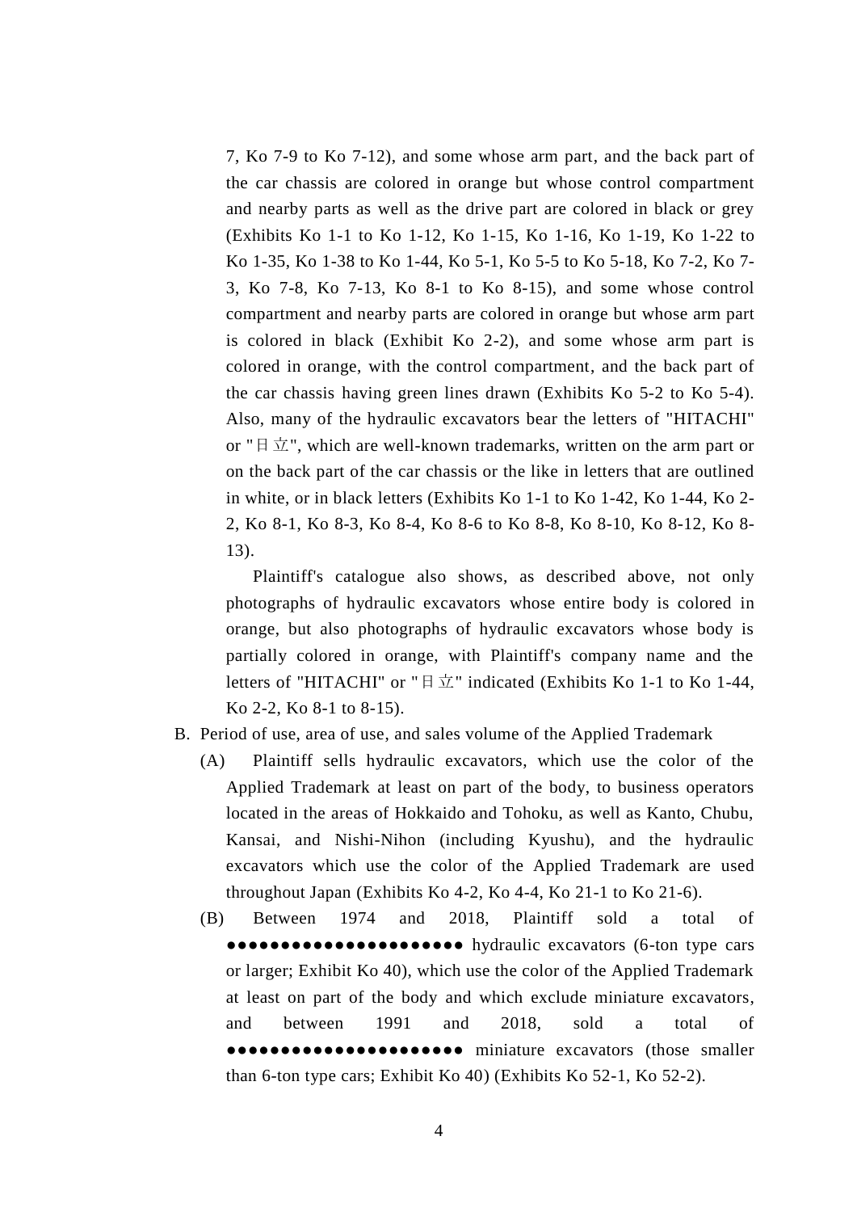7, Ko 7-9 to Ko 7-12), and some whose arm part, and the back part of the car chassis are colored in orange but whose control compartment and nearby parts as well as the drive part are colored in black or grey (Exhibits Ko 1-1 to Ko 1-12, Ko 1-15, Ko 1-16, Ko 1-19, Ko 1-22 to Ko 1-35, Ko 1-38 to Ko 1-44, Ko 5-1, Ko 5-5 to Ko 5-18, Ko 7-2, Ko 7-3, Ko 7-8, Ko 7-13, Ko 8-1 to Ko 8-15), and some whose control compartment and nearby parts are colored in orange but whose arm part is colored in black (Exhibit Ko 2-2), and some whose arm part is colored in orange, with the control compartment, and the back part of the car chassis having green lines drawn (Exhibits Ko 5-2 to Ko 5-4). Also, many of the hydraulic excavators bear the letters of "HITACHI" or "日立", which are well-known trademarks, written on the arm part or on the back part of the car chassis or the like in letters that are outlined in white, or in black letters (Exhibits Ko 1-1 to Ko 1-42, Ko 1-44, Ko 2-2, Ko 8-1, Ko 8-3, Ko 8-4, Ko 8-6 to Ko 8-8, Ko 8-10, Ko 8-12, Ko 8-13).

Plaintiff's catalogue also shows, as described above, not only photographs of hydraulic excavators whose entire body is colored in orange, but also photographs of hydraulic excavators whose body is partially colored in orange, with Plaintiff's company name and the letters of "HITACHI" or "日立" indicated (Exhibits Ko 1-1 to Ko 1-44, Ko 2-2, Ko 8-1 to 8-15).

B. Period of use, area of use, and sales volume of the Applied Trademark

(A) Plaintiff sells hydraulic excavators, which use the color of the Applied Trademark at least on part of the body, to business operators located in the areas of Hokkaido and Tohoku, as well as Kanto, Chubu, Kansai, and Nishi-Nihon (including Kyushu), and the hydraulic excavators which use the color of the Applied Trademark are used throughout Japan (Exhibits Ko 4-2, Ko 4-4, Ko 21-1 to Ko 21-6).

(B) Between 1974 and 2018, Plaintiff sold a total of ●●●●●●●●●●●●●●●●●●●●● hydraulic excavators (6-ton type cars or larger; Exhibit Ko 40), which use the color of the Applied Trademark at least on part of the body and which exclude miniature excavators, and between 1991 and 2018, sold a total of ●●●●●●●●●●●●●●●●●●●●● miniature excavators (those smaller than 6-ton type cars; Exhibit Ko 40) (Exhibits Ko 52-1, Ko 52-2).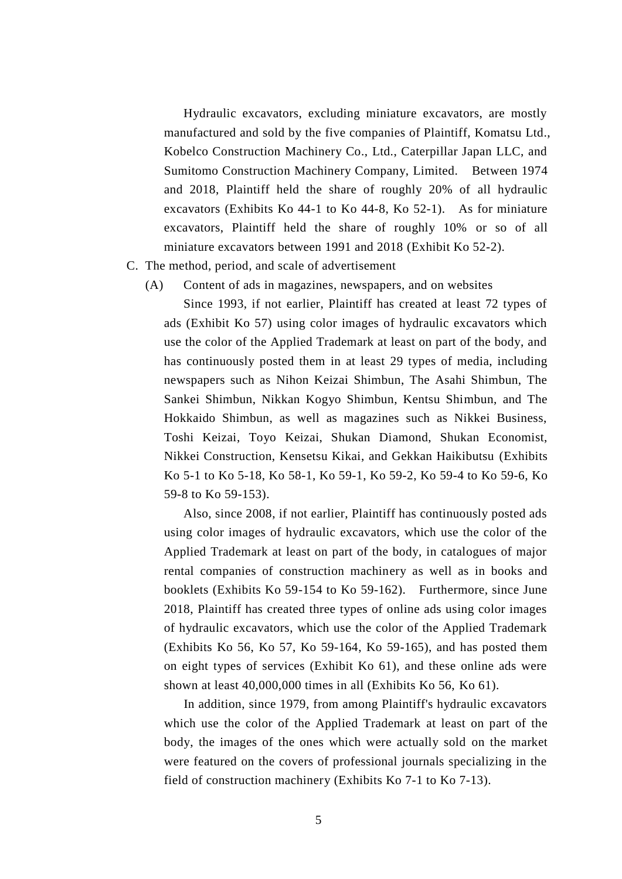Hydraulic excavators, excluding miniature excavators, are mostly manufactured and sold by the five companies of Plaintiff, Komatsu Ltd., Kobelco Construction Machinery Co., Ltd., Caterpillar Japan LLC, and Sumitomo Construction Machinery Company, Limited. Between 1974 and 2018, Plaintiff held the share of roughly 20% of all hydraulic excavators (Exhibits Ko 44-1 to Ko 44-8, Ko 52-1). As for miniature excavators, Plaintiff held the share of roughly 10% or so of all miniature excavators between 1991 and 2018 (Exhibit Ko 52-2).

C. The method, period, and scale of advertisement

(A) Content of ads in magazines, newspapers, and on websites

Since 1993, if not earlier, Plaintiff has created at least 72 types of ads (Exhibit Ko 57) using color images of hydraulic excavators which use the color of the Applied Trademark at least on part of the body, and has continuously posted them in at least 29 types of media, including newspapers such as Nihon Keizai Shimbun, The Asahi Shimbun, The Sankei Shimbun, Nikkan Kogyo Shimbun, Kentsu Shimbun, and The Hokkaido Shimbun, as well as magazines such as Nikkei Business, Toshi Keizai, Toyo Keizai, Shukan Diamond, Shukan Economist, Nikkei Construction, Kensetsu Kikai, and Gekkan Haikibutsu (Exhibits Ko 5-1 to Ko 5-18, Ko 58-1, Ko 59-1, Ko 59-2, Ko 59-4 to Ko 59-6, Ko 59-8 to Ko 59-153).

Also, since 2008, if not earlier, Plaintiff has continuously posted ads using color images of hydraulic excavators, which use the color of the Applied Trademark at least on part of the body, in catalogues of major rental companies of construction machinery as well as in books and booklets (Exhibits Ko 59-154 to Ko 59-162). Furthermore, since June 2018, Plaintiff has created three types of online ads using color images of hydraulic excavators, which use the color of the Applied Trademark (Exhibits Ko 56, Ko 57, Ko 59-164, Ko 59-165), and has posted them on eight types of services (Exhibit Ko 61), and these online ads were shown at least 40,000,000 times in all (Exhibits Ko 56, Ko 61).

In addition, since 1979, from among Plaintiff's hydraulic excavators which use the color of the Applied Trademark at least on part of the body, the images of the ones which were actually sold on the market were featured on the covers of professional journals specializing in the field of construction machinery (Exhibits Ko 7-1 to Ko 7-13).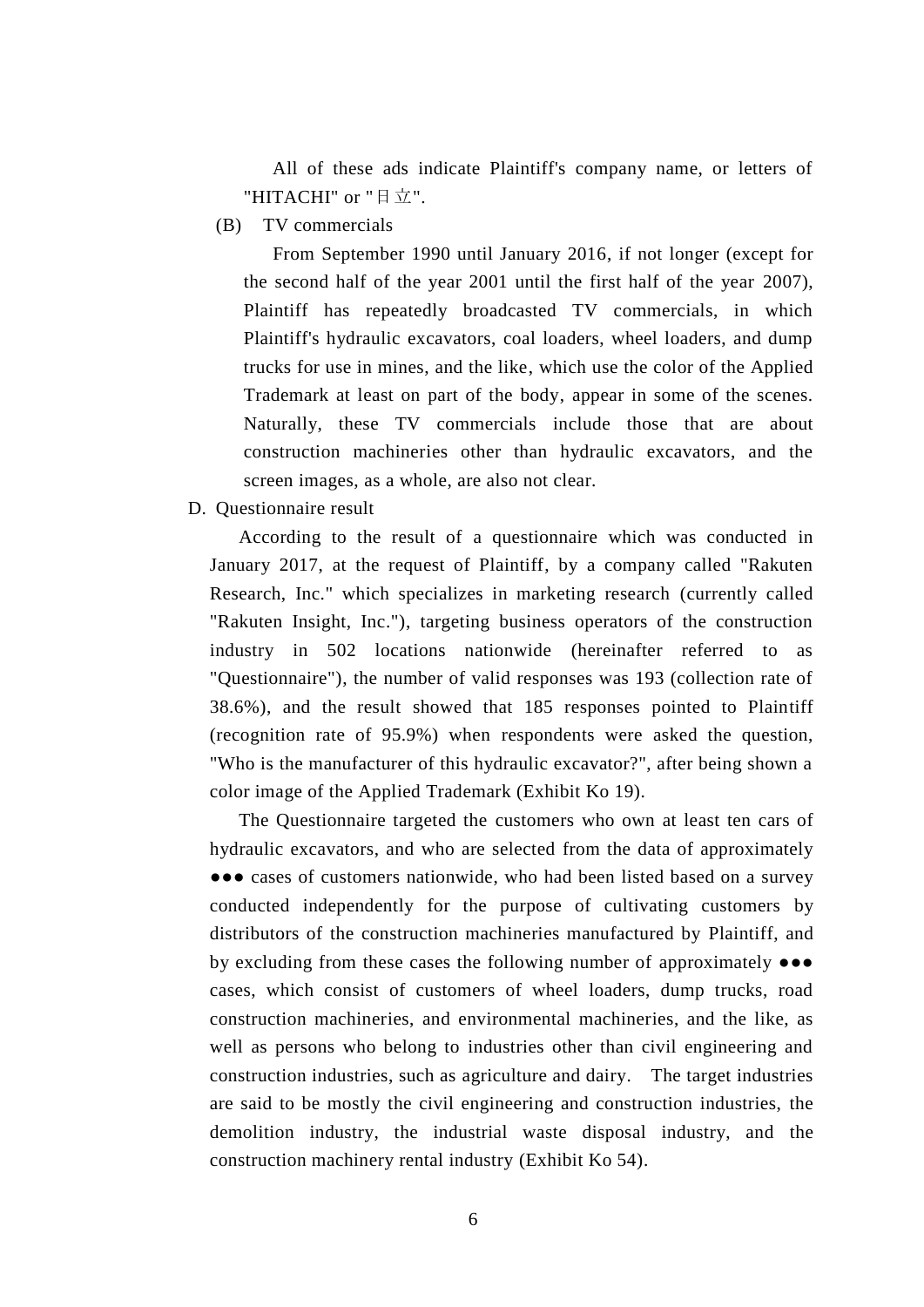All of these ads indicate Plaintiff's company name, or letters of "HITACHI" or "日立".

(B) TV commercials

From September 1990 until January 2016, if not longer (except for the second half of the year 2001 until the first half of the year 2007), Plaintiff has repeatedly broadcasted TV commercials, in which Plaintiff's hydraulic excavators, coal loaders, wheel loaders, and dump trucks for use in mines, and the like, which use the color of the Applied Trademark at least on part of the body, appear in some of the scenes. Naturally, these TV commercials include those that are about construction machineries other than hydraulic excavators, and the screen images, as a whole, are also not clear.

D. Questionnaire result

According to the result of a questionnaire which was conducted in January 2017, at the request of Plaintiff, by a company called "Rakuten Research, Inc." which specializes in marketing research (currently called "Rakuten Insight, Inc."), targeting business operators of the construction industry in 502 locations nationwide (hereinafter referred to as "Questionnaire"), the number of valid responses was 193 (collection rate of 38.6%), and the result showed that 185 responses pointed to Plaintiff (recognition rate of 95.9%) when respondents were asked the question, "Who is the manufacturer of this hydraulic excavator?", after being shown a color image of the Applied Trademark (Exhibit Ko 19).

The Questionnaire targeted the customers who own at least ten cars of hydraulic excavators, and who are selected from the data of approximately ●●● cases of customers nationwide, who had been listed based on a survey conducted independently for the purpose of cultivating customers by distributors of the construction machineries manufactured by Plaintiff, and by excluding from these cases the following number of approximately ●●● cases, which consist of customers of wheel loaders, dump trucks, road construction machineries, and environmental machineries, and the like, as well as persons who belong to industries other than civil engineering and construction industries, such as agriculture and dairy. The target industries are said to be mostly the civil engineering and construction industries, the demolition industry, the industrial waste disposal industry, and the construction machinery rental industry (Exhibit Ko 54).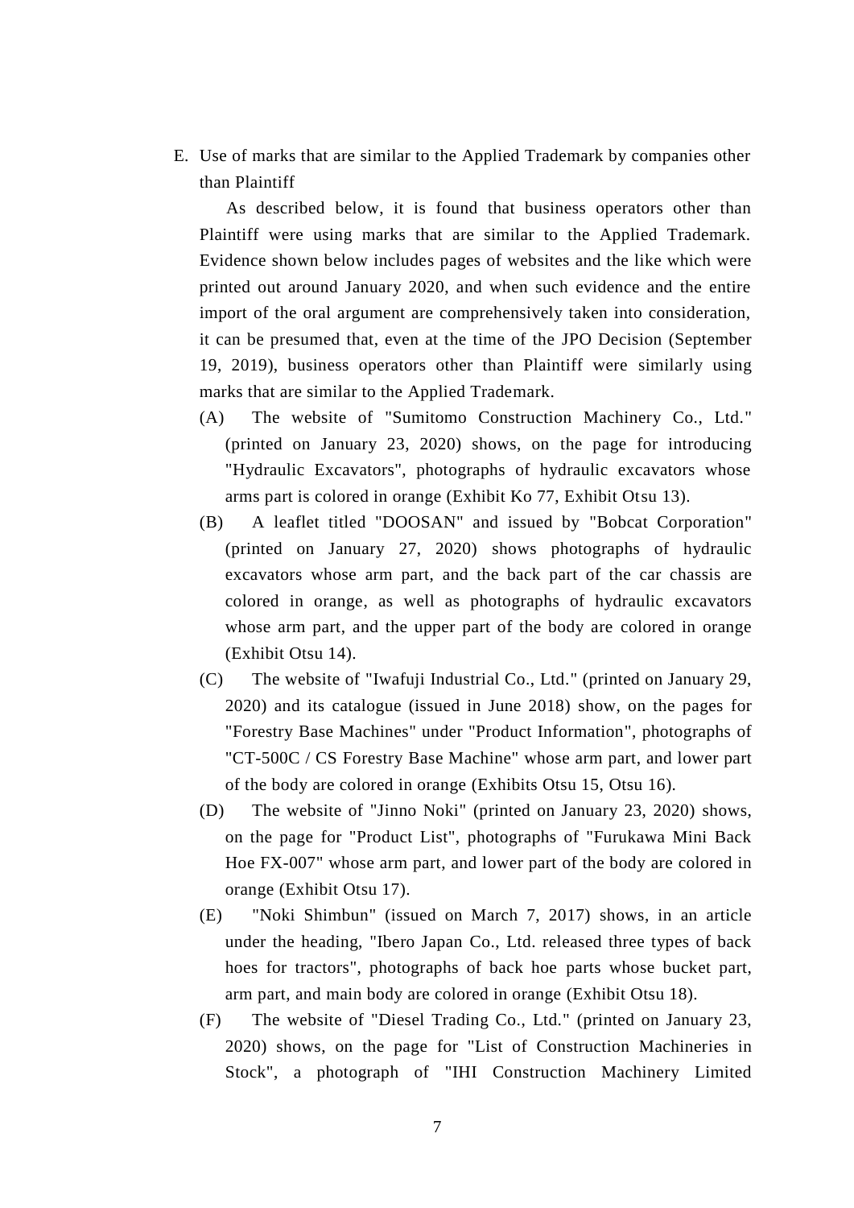E. Use of marks that are similar to the Applied Trademark by companies other than Plaintiff

As described below, it is found that business operators other than Plaintiff were using marks that are similar to the Applied Trademark. Evidence shown below includes pages of websites and the like which were printed out around January 2020, and when such evidence and the entire import of the oral argument are comprehensively taken into consideration, it can be presumed that, even at the time of the JPO Decision (September 19, 2019), business operators other than Plaintiff were similarly using marks that are similar to the Applied Trademark.

(A) The website of "Sumitomo Construction Machinery Co., Ltd." (printed on January 23, 2020) shows, on the page for introducing "Hydraulic Excavators", photographs of hydraulic excavators whose arms part is colored in orange (Exhibit Ko 77, Exhibit Otsu 13).

(B) A leaflet titled "DOOSAN" and issued by "Bobcat Corporation" (printed on January 27, 2020) shows photographs of hydraulic excavators whose arm part, and the back part of the car chassis are colored in orange, as well as photographs of hydraulic excavators whose arm part, and the upper part of the body are colored in orange (Exhibit Otsu 14).

(C) The website of "Iwafuji Industrial Co., Ltd." (printed on January 29, 2020) and its catalogue (issued in June 2018) show, on the pages for "Forestry Base Machines" under "Product Information", photographs of "CT-500C / CS Forestry Base Machine" whose arm part, and lower part of the body are colored in orange (Exhibits Otsu 15, Otsu 16).

(D) The website of "Jinno Noki" (printed on January 23, 2020) shows, on the page for "Product List", photographs of "Furukawa Mini Back Hoe FX-007" whose arm part, and lower part of the body are colored in orange (Exhibit Otsu 17).

(E) "Noki Shimbun" (issued on March 7, 2017) shows, in an article under the heading, "Ibero Japan Co., Ltd. released three types of back hoes for tractors", photographs of back hoe parts whose bucket part, arm part, and main body are colored in orange (Exhibit Otsu 18).

(F) The website of "Diesel Trading Co., Ltd." (printed on January 23, 2020) shows, on the page for "List of Construction Machineries in Stock", a photograph of "IHI Construction Machinery Limited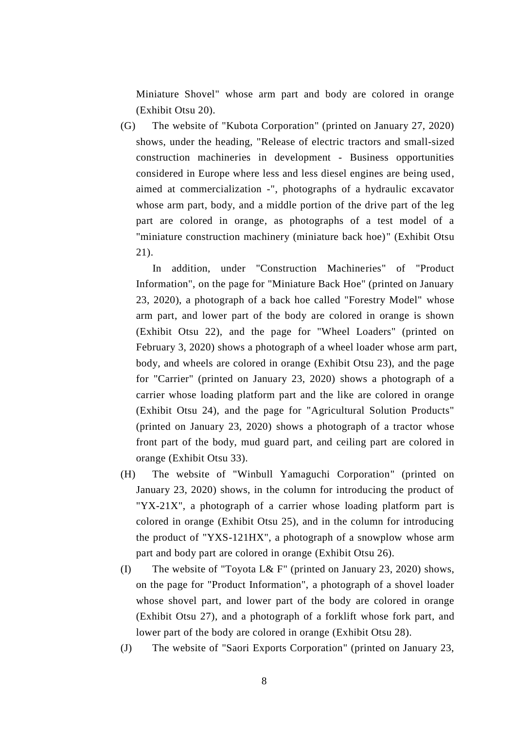Miniature Shovel" whose arm part and body are colored in orange (Exhibit Otsu 20).

(G) The website of "Kubota Corporation" (printed on January 27, 2020) shows, under the heading, "Release of electric tractors and small-sized construction machineries in development - Business opportunities considered in Europe where less and less diesel engines are being used, aimed at commercialization -", photographs of a hydraulic excavator whose arm part, body, and a middle portion of the drive part of the leg part are colored in orange, as photographs of a test model of a "miniature construction machinery (miniature back hoe)" (Exhibit Otsu 21).

In addition, under "Construction Machineries" of "Product Information", on the page for "Miniature Back Hoe" (printed on January 23, 2020), a photograph of a back hoe called "Forestry Model" whose arm part, and lower part of the body are colored in orange is shown (Exhibit Otsu 22), and the page for "Wheel Loaders" (printed on February 3, 2020) shows a photograph of a wheel loader whose arm part, body, and wheels are colored in orange (Exhibit Otsu 23), and the page for "Carrier" (printed on January 23, 2020) shows a photograph of a carrier whose loading platform part and the like are colored in orange (Exhibit Otsu 24), and the page for "Agricultural Solution Products" (printed on January 23, 2020) shows a photograph of a tractor whose front part of the body, mud guard part, and ceiling part are colored in orange (Exhibit Otsu 33).

(H) The website of "Winbull Yamaguchi Corporation" (printed on January 23, 2020) shows, in the column for introducing the product of "YX-21X", a photograph of a carrier whose loading platform part is colored in orange (Exhibit Otsu 25), and in the column for introducing the product of "YXS-121HX", a photograph of a snowplow whose arm part and body part are colored in orange (Exhibit Otsu 26).

(I) The website of "Toyota L& F" (printed on January 23, 2020) shows, on the page for "Product Information", a photograph of a shovel loader whose shovel part, and lower part of the body are colored in orange (Exhibit Otsu 27), and a photograph of a forklift whose fork part, and lower part of the body are colored in orange (Exhibit Otsu 28).

(J) The website of "Saori Exports Corporation" (printed on January 23,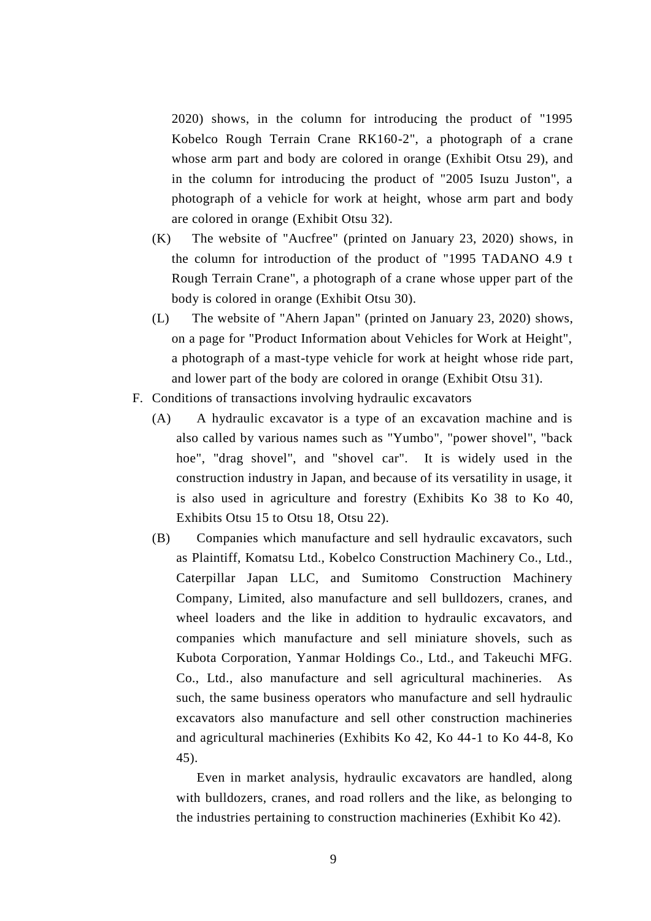2020) shows, in the column for introducing the product of "1995 Kobelco Rough Terrain Crane RK160-2", a photograph of a crane whose arm part and body are colored in orange (Exhibit Otsu 29), and in the column for introducing the product of "2005 Isuzu Juston", a photograph of a vehicle for work at height, whose arm part and body are colored in orange (Exhibit Otsu 32).

(K) The website of "Aucfree" (printed on January 23, 2020) shows, in the column for introduction of the product of "1995 TADANO 4.9 t Rough Terrain Crane", a photograph of a crane whose upper part of the body is colored in orange (Exhibit Otsu 30).

(L) The website of "Ahern Japan" (printed on January 23, 2020) shows, on a page for "Product Information about Vehicles for Work at Height", a photograph of a mast-type vehicle for work at height whose ride part, and lower part of the body are colored in orange (Exhibit Otsu 31).

F. Conditions of transactions involving hydraulic excavators

(A) A hydraulic excavator is a type of an excavation machine and is also called by various names such as "Yumbo", "power shovel", "back hoe", "drag shovel", and "shovel car". It is widely used in the construction industry in Japan, and because of its versatility in usage, it is also used in agriculture and forestry (Exhibits Ko 38 to Ko 40, Exhibits Otsu 15 to Otsu 18, Otsu 22).

(B) Companies which manufacture and sell hydraulic excavators, such as Plaintiff, Komatsu Ltd., Kobelco Construction Machinery Co., Ltd., Caterpillar Japan LLC, and Sumitomo Construction Machinery Company, Limited, also manufacture and sell bulldozers, cranes, and wheel loaders and the like in addition to hydraulic excavators, and companies which manufacture and sell miniature shovels, such as Kubota Corporation, Yanmar Holdings Co., Ltd., and Takeuchi MFG. Co., Ltd., also manufacture and sell agricultural machineries. As such, the same business operators who manufacture and sell hydraulic excavators also manufacture and sell other construction machineries and agricultural machineries (Exhibits Ko 42, Ko 44-1 to Ko 44-8, Ko 45).

Even in market analysis, hydraulic excavators are handled, along with bulldozers, cranes, and road rollers and the like, as belonging to the industries pertaining to construction machineries (Exhibit Ko 42).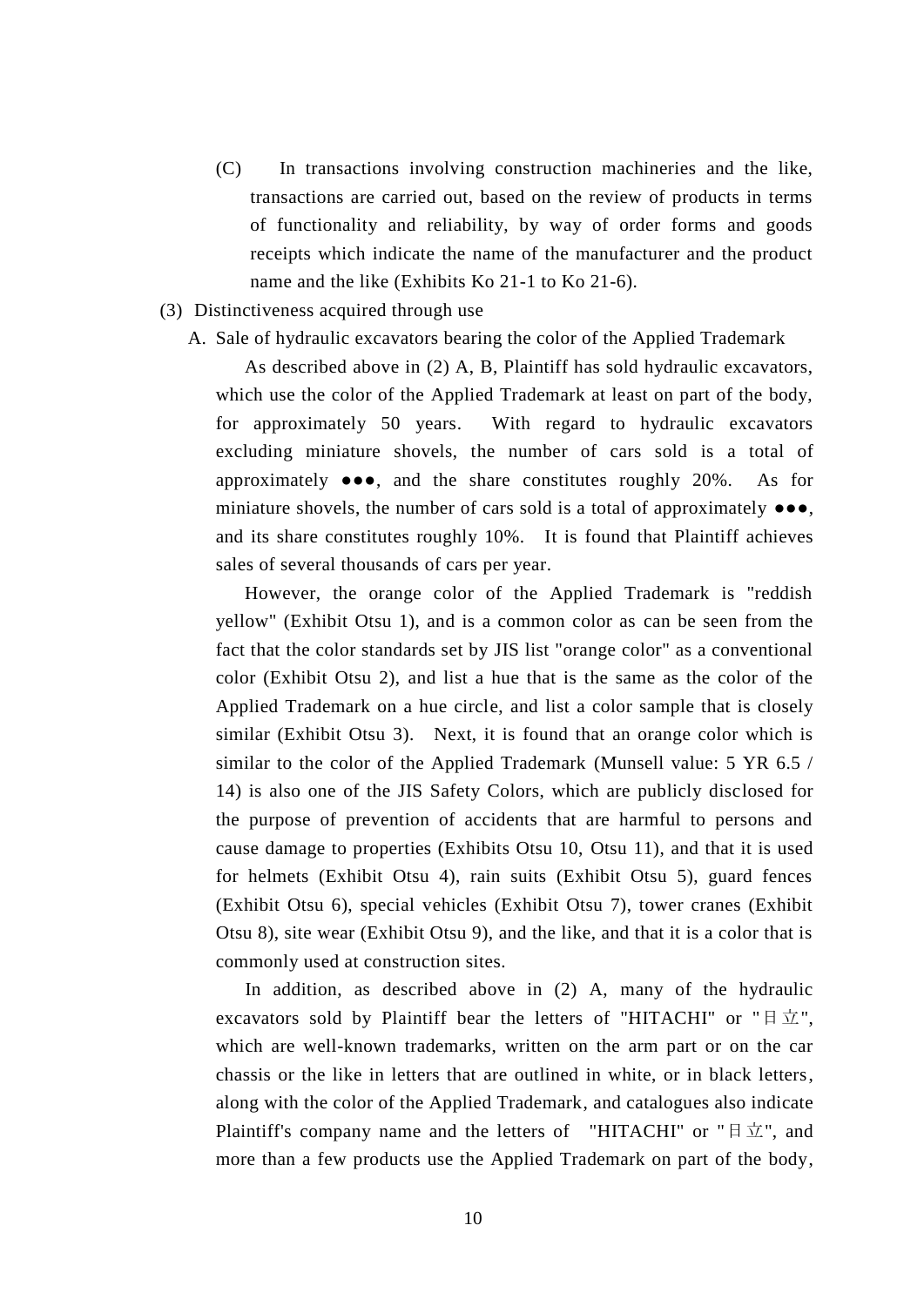(C) In transactions involving construction machineries and the like, transactions are carried out, based on the review of products in terms of functionality and reliability, by way of order forms and goods receipts which indicate the name of the manufacturer and the product name and the like (Exhibits Ko 21-1 to Ko 21-6).

(3) Distinctiveness acquired through use

A. Sale of hydraulic excavators bearing the color of the Applied Trademark

As described above in (2) A, B, Plaintiff has sold hydraulic excavators, which use the color of the Applied Trademark at least on part of the body, for approximately 50 years. With regard to hydraulic excavators excluding miniature shovels, the number of cars sold is a total of approximately ●●●, and the share constitutes roughly 20%. As for miniature shovels, the number of cars sold is a total of approximately ●●●, and its share constitutes roughly 10%. It is found that Plaintiff achieves sales of several thousands of cars per year.

However, the orange color of the Applied Trademark is "reddish yellow" (Exhibit Otsu 1), and is a common color as can be seen from the fact that the color standards set by JIS list "orange color" as a conventional color (Exhibit Otsu 2), and list a hue that is the same as the color of the Applied Trademark on a hue circle, and list a color sample that is closely similar (Exhibit Otsu 3). Next, it is found that an orange color which is similar to the color of the Applied Trademark (Munsell value: 5 YR 6.5 / 14) is also one of the JIS Safety Colors, which are publicly disclosed for the purpose of prevention of accidents that are harmful to persons and cause damage to properties (Exhibits Otsu 10, Otsu 11), and that it is used for helmets (Exhibit Otsu 4), rain suits (Exhibit Otsu 5), guard fences (Exhibit Otsu 6), special vehicles (Exhibit Otsu 7), tower cranes (Exhibit Otsu 8), site wear (Exhibit Otsu 9), and the like, and that it is a color that is commonly used at construction sites.

In addition, as described above in (2) A, many of the hydraulic excavators sold by Plaintiff bear the letters of "HITACHI" or "日立", which are well-known trademarks, written on the arm part or on the car chassis or the like in letters that are outlined in white, or in black letters, along with the color of the Applied Trademark, and catalogues also indicate Plaintiff's company name and the letters of "HITACHI" or "日立", and more than a few products use the Applied Trademark on part of the body,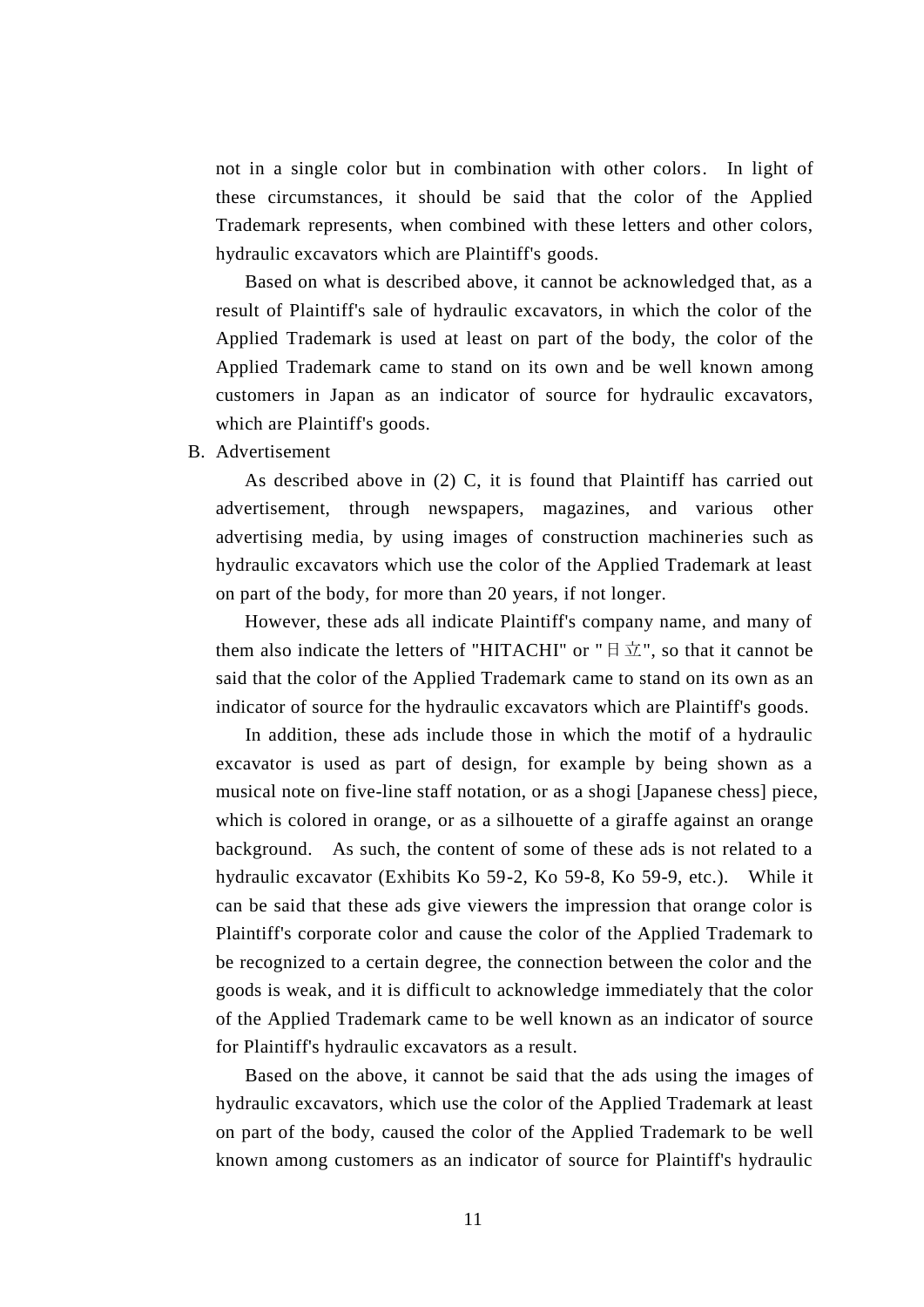not in a single color but in combination with other colors. In light of these circumstances, it should be said that the color of the Applied Trademark represents, when combined with these letters and other colors, hydraulic excavators which are Plaintiff's goods.

Based on what is described above, it cannot be acknowledged that, as a result of Plaintiff's sale of hydraulic excavators, in which the color of the Applied Trademark is used at least on part of the body, the color of the Applied Trademark came to stand on its own and be well known among customers in Japan as an indicator of source for hydraulic excavators, which are Plaintiff's goods.

B. Advertisement

As described above in (2) C, it is found that Plaintiff has carried out advertisement, through newspapers, magazines, and various other advertising media, by using images of construction machineries such as hydraulic excavators which use the color of the Applied Trademark at least on part of the body, for more than 20 years, if not longer.

However, these ads all indicate Plaintiff's company name, and many of them also indicate the letters of "HITACHI" or "日立", so that it cannot be said that the color of the Applied Trademark came to stand on its own as an indicator of source for the hydraulic excavators which are Plaintiff's goods.

In addition, these ads include those in which the motif of a hydraulic excavator is used as part of design, for example by being shown as a musical note on five-line staff notation, or as a shogi [Japanese chess] piece, which is colored in orange, or as a silhouette of a giraffe against an orange background. As such, the content of some of these ads is not related to a hydraulic excavator (Exhibits Ko 59-2, Ko 59-8, Ko 59-9, etc.). While it can be said that these ads give viewers the impression that orange color is Plaintiff's corporate color and cause the color of the Applied Trademark to be recognized to a certain degree, the connection between the color and the goods is weak, and it is difficult to acknowledge immediately that the color of the Applied Trademark came to be well known as an indicator of source for Plaintiff's hydraulic excavators as a result.

Based on the above, it cannot be said that the ads using the images of hydraulic excavators, which use the color of the Applied Trademark at least on part of the body, caused the color of the Applied Trademark to be well known among customers as an indicator of source for Plaintiff's hydraulic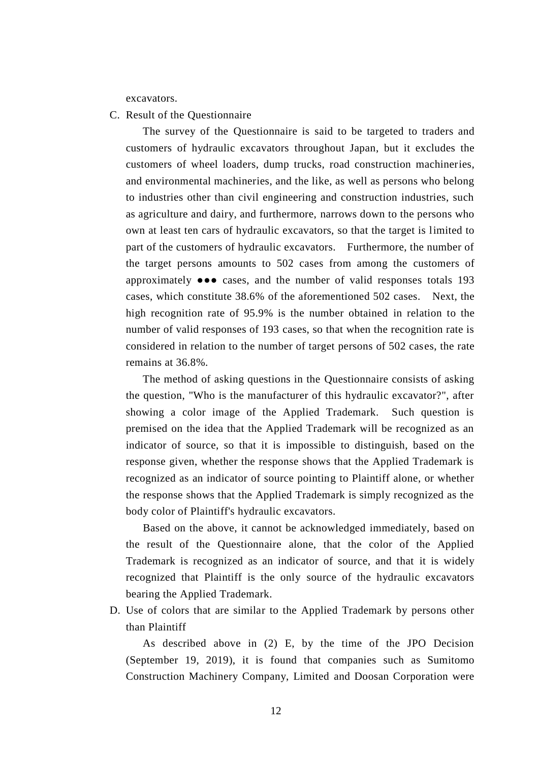excavators.

C. Result of the Questionnaire

The survey of the Questionnaire is said to be targeted to traders and customers of hydraulic excavators throughout Japan, but it excludes the customers of wheel loaders, dump trucks, road construction machineries, and environmental machineries, and the like, as well as persons who belong to industries other than civil engineering and construction industries, such as agriculture and dairy, and furthermore, narrows down to the persons who own at least ten cars of hydraulic excavators, so that the target is limited to part of the customers of hydraulic excavators. Furthermore, the number of the target persons amounts to 502 cases from among the customers of approximately ●●● cases, and the number of valid responses totals 193 cases, which constitute 38.6% of the aforementioned 502 cases. Next, the high recognition rate of 95.9% is the number obtained in relation to the number of valid responses of 193 cases, so that when the recognition rate is considered in relation to the number of target persons of 502 cases, the rate remains at 36.8%.

The method of asking questions in the Questionnaire consists of asking the question, "Who is the manufacturer of this hydraulic excavator?", after showing a color image of the Applied Trademark. Such question is premised on the idea that the Applied Trademark will be recognized as an indicator of source, so that it is impossible to distinguish, based on the response given, whether the response shows that the Applied Trademark is recognized as an indicator of source pointing to Plaintiff alone, or whether the response shows that the Applied Trademark is simply recognized as the body color of Plaintiff's hydraulic excavators.

Based on the above, it cannot be acknowledged immediately, based on the result of the Questionnaire alone, that the color of the Applied Trademark is recognized as an indicator of source, and that it is widely recognized that Plaintiff is the only source of the hydraulic excavators bearing the Applied Trademark.

D. Use of colors that are similar to the Applied Trademark by persons other than Plaintiff

As described above in (2) E, by the time of the JPO Decision (September 19, 2019), it is found that companies such as Sumitomo Construction Machinery Company, Limited and Doosan Corporation were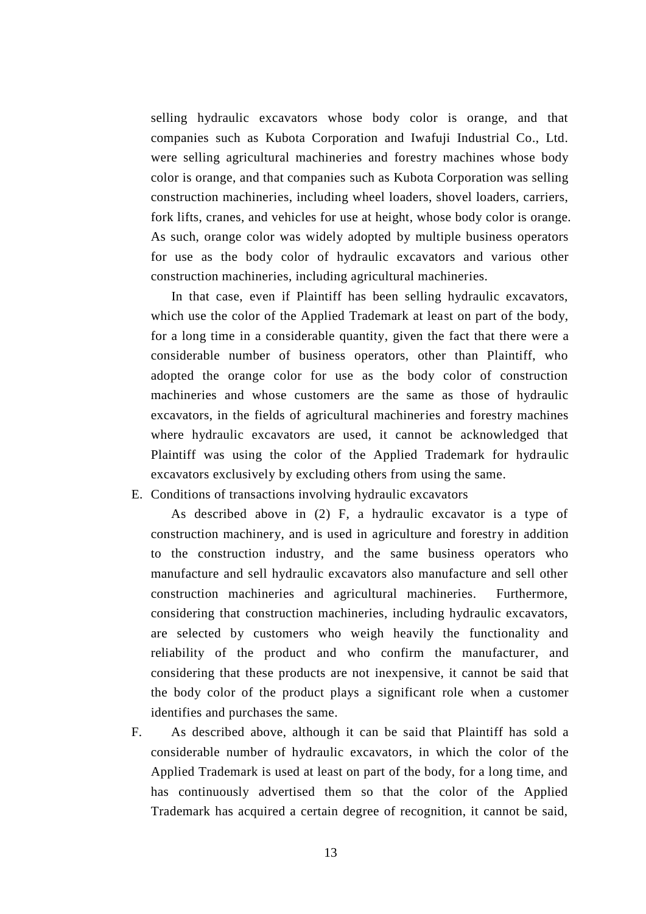selling hydraulic excavators whose body color is orange, and that companies such as Kubota Corporation and Iwafuji Industrial Co., Ltd. were selling agricultural machineries and forestry machines whose body color is orange, and that companies such as Kubota Corporation was selling construction machineries, including wheel loaders, shovel loaders, carriers, fork lifts, cranes, and vehicles for use at height, whose body color is orange. As such, orange color was widely adopted by multiple business operators for use as the body color of hydraulic excavators and various other construction machineries, including agricultural machineries.

In that case, even if Plaintiff has been selling hydraulic excavators, which use the color of the Applied Trademark at least on part of the body, for a long time in a considerable quantity, given the fact that there were a considerable number of business operators, other than Plaintiff, who adopted the orange color for use as the body color of construction machineries and whose customers are the same as those of hydraulic excavators, in the fields of agricultural machineries and forestry machines where hydraulic excavators are used, it cannot be acknowledged that Plaintiff was using the color of the Applied Trademark for hydraulic excavators exclusively by excluding others from using the same.

E. Conditions of transactions involving hydraulic excavators

As described above in (2) F, a hydraulic excavator is a type of construction machinery, and is used in agriculture and forestry in addition to the construction industry, and the same business operators who manufacture and sell hydraulic excavators also manufacture and sell other construction machineries and agricultural machineries. Furthermore, considering that construction machineries, including hydraulic excavators, are selected by customers who weigh heavily the functionality and reliability of the product and who confirm the manufacturer, and considering that these products are not inexpensive, it cannot be said that the body color of the product plays a significant role when a customer identifies and purchases the same.

F. As described above, although it can be said that Plaintiff has sold a considerable number of hydraulic excavators, in which the color of the Applied Trademark is used at least on part of the body, for a long time, and has continuously advertised them so that the color of the Applied Trademark has acquired a certain degree of recognition, it cannot be said,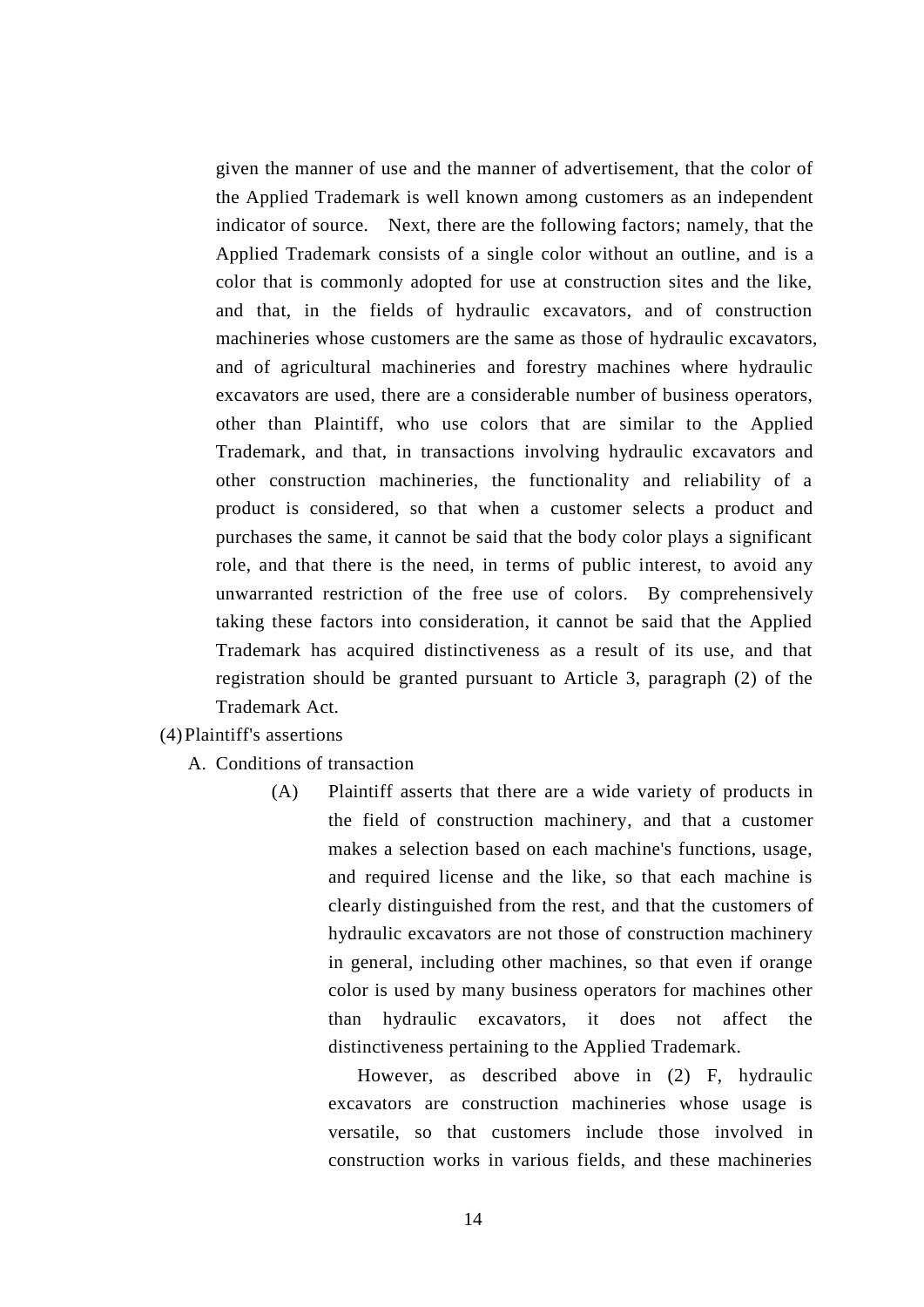given the manner of use and the manner of advertisement, that the color of the Applied Trademark is well known among customers as an independent indicator of source. Next, there are the following factors; namely, that the Applied Trademark consists of a single color without an outline, and is a color that is commonly adopted for use at construction sites and the like, and that, in the fields of hydraulic excavators, and of construction machineries whose customers are the same as those of hydraulic excavators, and of agricultural machineries and forestry machines where hydraulic excavators are used, there are a considerable number of business operators, other than Plaintiff, who use colors that are similar to the Applied Trademark, and that, in transactions involving hydraulic excavators and other construction machineries, the functionality and reliability of a product is considered, so that when a customer selects a product and purchases the same, it cannot be said that the body color plays a significant role, and that there is the need, in terms of public interest, to avoid any unwarranted restriction of the free use of colors. By comprehensively taking these factors into consideration, it cannot be said that the Applied Trademark has acquired distinctiveness as a result of its use, and that registration should be granted pursuant to Article 3, paragraph (2) of the Trademark Act.

(4) Plaintiff's assertions

A. Conditions of transaction

(A) Plaintiff asserts that there are a wide variety of products in the field of construction machinery, and that a customer makes a selection based on each machine's functions, usage, and required license and the like, so that each machine is clearly distinguished from the rest, and that the customers of hydraulic excavators are not those of construction machinery in general, including other machines, so that even if orange color is used by many business operators for machines other than hydraulic excavators, it does not affect the distinctiveness pertaining to the Applied Trademark.

However, as described above in (2) F, hydraulic excavators are construction machineries whose usage is versatile, so that customers include those involved in construction works in various fields, and these machineries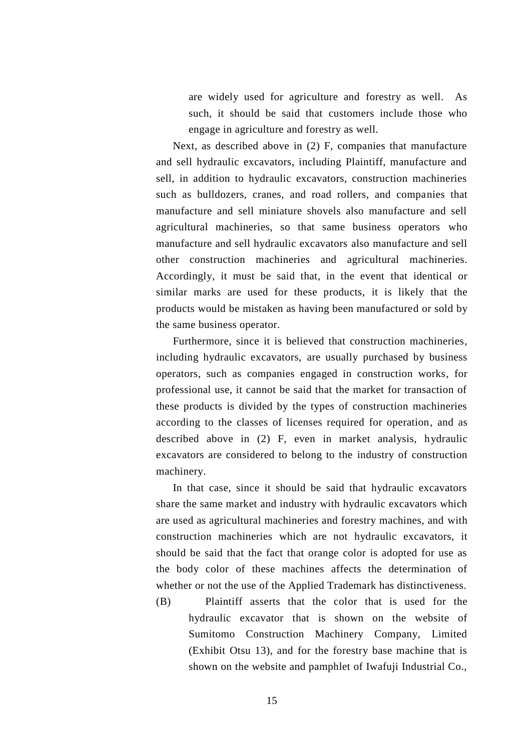are widely used for agriculture and forestry as well. As such, it should be said that customers include those who engage in agriculture and forestry as well.

Next, as described above in (2) F, companies that manufacture and sell hydraulic excavators, including Plaintiff, manufacture and sell, in addition to hydraulic excavators, construction machineries such as bulldozers, cranes, and road rollers, and companies that manufacture and sell miniature shovels also manufacture and sell agricultural machineries, so that same business operators who manufacture and sell hydraulic excavators also manufacture and sell other construction machineries and agricultural machineries. Accordingly, it must be said that, in the event that identical or similar marks are used for these products, it is likely that the products would be mistaken as having been manufactured or sold by the same business operator.

Furthermore, since it is believed that construction machineries, including hydraulic excavators, are usually purchased by business operators, such as companies engaged in construction works, for professional use, it cannot be said that the market for transaction of these products is divided by the types of construction machineries according to the classes of licenses required for operation, and as described above in (2) F, even in market analysis, hydraulic excavators are considered to belong to the industry of construction machinery.

In that case, since it should be said that hydraulic excavators share the same market and industry with hydraulic excavators which are used as agricultural machineries and forestry machines, and with construction machineries which are not hydraulic excavators, it should be said that the fact that orange color is adopted for use as the body color of these machines affects the determination of whether or not the use of the Applied Trademark has distinctiveness.

(B) Plaintiff asserts that the color that is used for the hydraulic excavator that is shown on the website of Sumitomo Construction Machinery Company, Limited (Exhibit Otsu 13), and for the forestry base machine that is shown on the website and pamphlet of Iwafuji Industrial Co.,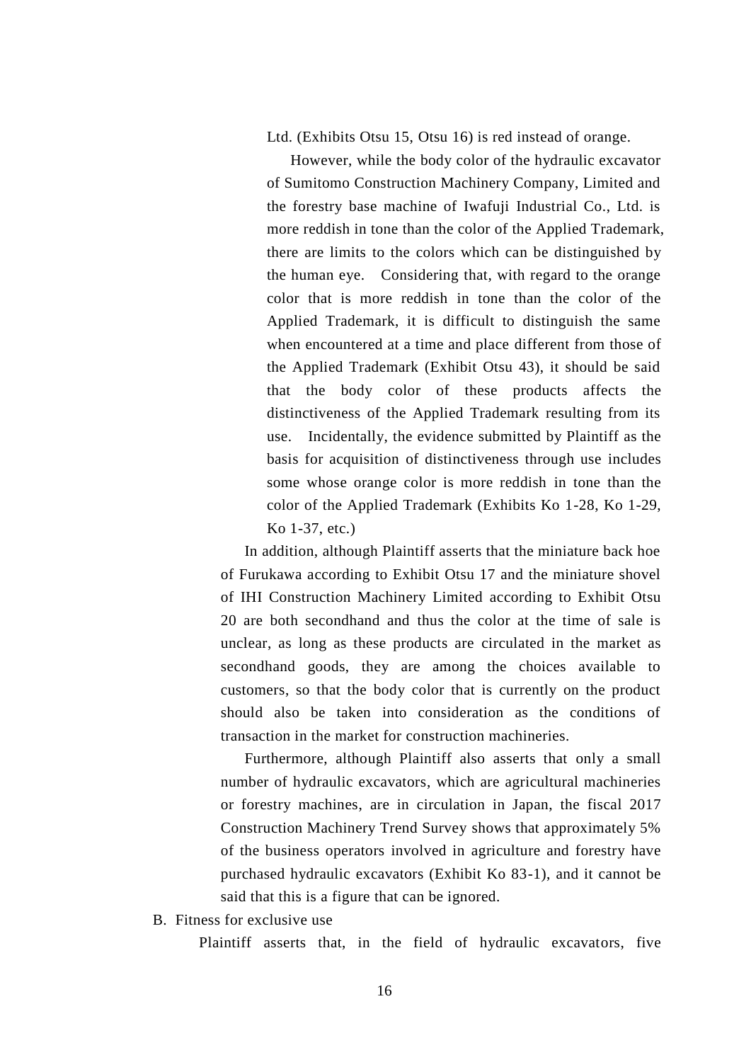Ltd. (Exhibits Otsu 15, Otsu 16) is red instead of orange.

However, while the body color of the hydraulic excavator of Sumitomo Construction Machinery Company, Limited and the forestry base machine of Iwafuji Industrial Co., Ltd. is more reddish in tone than the color of the Applied Trademark, there are limits to the colors which can be distinguished by the human eye. Considering that, with regard to the orange color that is more reddish in tone than the color of the Applied Trademark, it is difficult to distinguish the same when encountered at a time and place different from those of the Applied Trademark (Exhibit Otsu 43), it should be said that the body color of these products affects the distinctiveness of the Applied Trademark resulting from its use. Incidentally, the evidence submitted by Plaintiff as the basis for acquisition of distinctiveness through use includes some whose orange color is more reddish in tone than the color of the Applied Trademark (Exhibits Ko 1-28, Ko 1-29, Ko 1-37, etc.)

In addition, although Plaintiff asserts that the miniature back hoe of Furukawa according to Exhibit Otsu 17 and the miniature shovel of IHI Construction Machinery Limited according to Exhibit Otsu 20 are both secondhand and thus the color at the time of sale is unclear, as long as these products are circulated in the market as secondhand goods, they are among the choices available to customers, so that the body color that is currently on the product should also be taken into consideration as the conditions of transaction in the market for construction machineries.

Furthermore, although Plaintiff also asserts that only a small number of hydraulic excavators, which are agricultural machineries or forestry machines, are in circulation in Japan, the fiscal 2017 Construction Machinery Trend Survey shows that approximately 5% of the business operators involved in agriculture and forestry have purchased hydraulic excavators (Exhibit Ko 83-1), and it cannot be said that this is a figure that can be ignored.

B. Fitness for exclusive use

Plaintiff asserts that, in the field of hydraulic excavators, five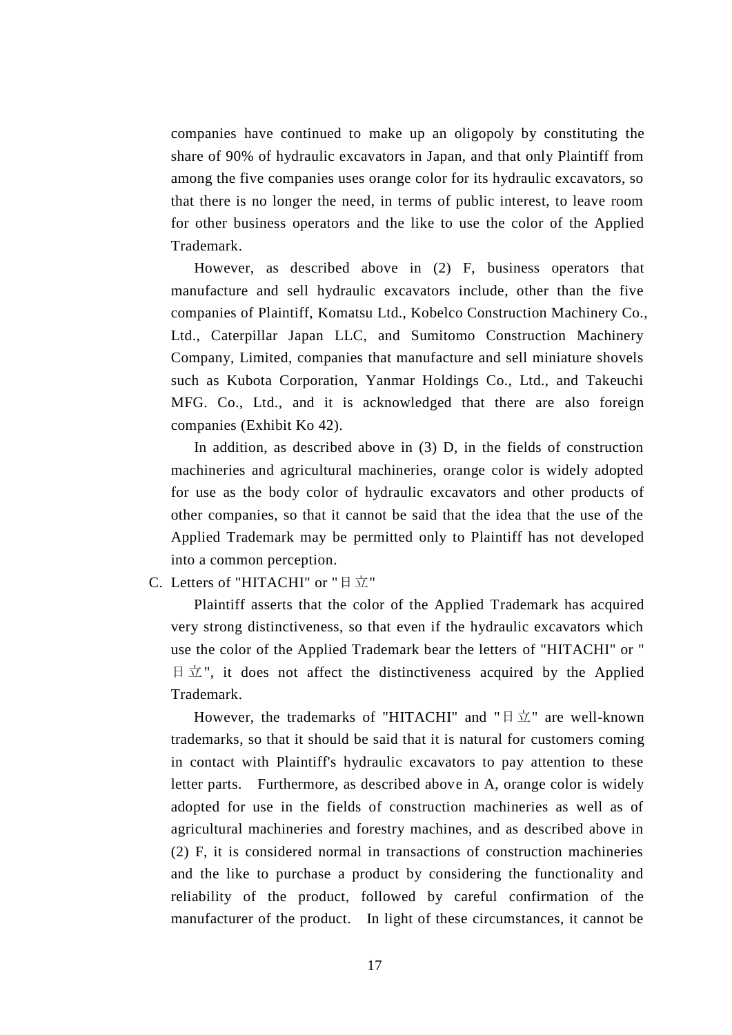companies have continued to make up an oligopoly by constituting the share of 90% of hydraulic excavators in Japan, and that only Plaintiff from among the five companies uses orange color for its hydraulic excavators, so that there is no longer the need, in terms of public interest, to leave room for other business operators and the like to use the color of the Applied Trademark.

However, as described above in (2) F, business operators that manufacture and sell hydraulic excavators include, other than the five companies of Plaintiff, Komatsu Ltd., Kobelco Construction Machinery Co., Ltd., Caterpillar Japan LLC, and Sumitomo Construction Machinery Company, Limited, companies that manufacture and sell miniature shovels such as Kubota Corporation, Yanmar Holdings Co., Ltd., and Takeuchi MFG. Co., Ltd., and it is acknowledged that there are also foreign companies (Exhibit Ko 42).

In addition, as described above in (3) D, in the fields of construction machineries and agricultural machineries, orange color is widely adopted for use as the body color of hydraulic excavators and other products of other companies, so that it cannot be said that the idea that the use of the Applied Trademark may be permitted only to Plaintiff has not developed into a common perception.

C. Letters of "HITACHI" or "日立"

Plaintiff asserts that the color of the Applied Trademark has acquired very strong distinctiveness, so that even if the hydraulic excavators which use the color of the Applied Trademark bear the letters of "HITACHI" or "日立", it does not affect the distinctiveness acquired by the Applied Trademark.

However, the trademarks of "HITACHI" and "日立" are well-known trademarks, so that it should be said that it is natural for customers coming in contact with Plaintiff's hydraulic excavators to pay attention to these letter parts. Furthermore, as described above in A, orange color is widely adopted for use in the fields of construction machineries as well as of agricultural machineries and forestry machines, and as described above in (2) F, it is considered normal in transactions of construction machineries and the like to purchase a product by considering the functionality and reliability of the product, followed by careful confirmation of the manufacturer of the product. In light of these circumstances, it cannot be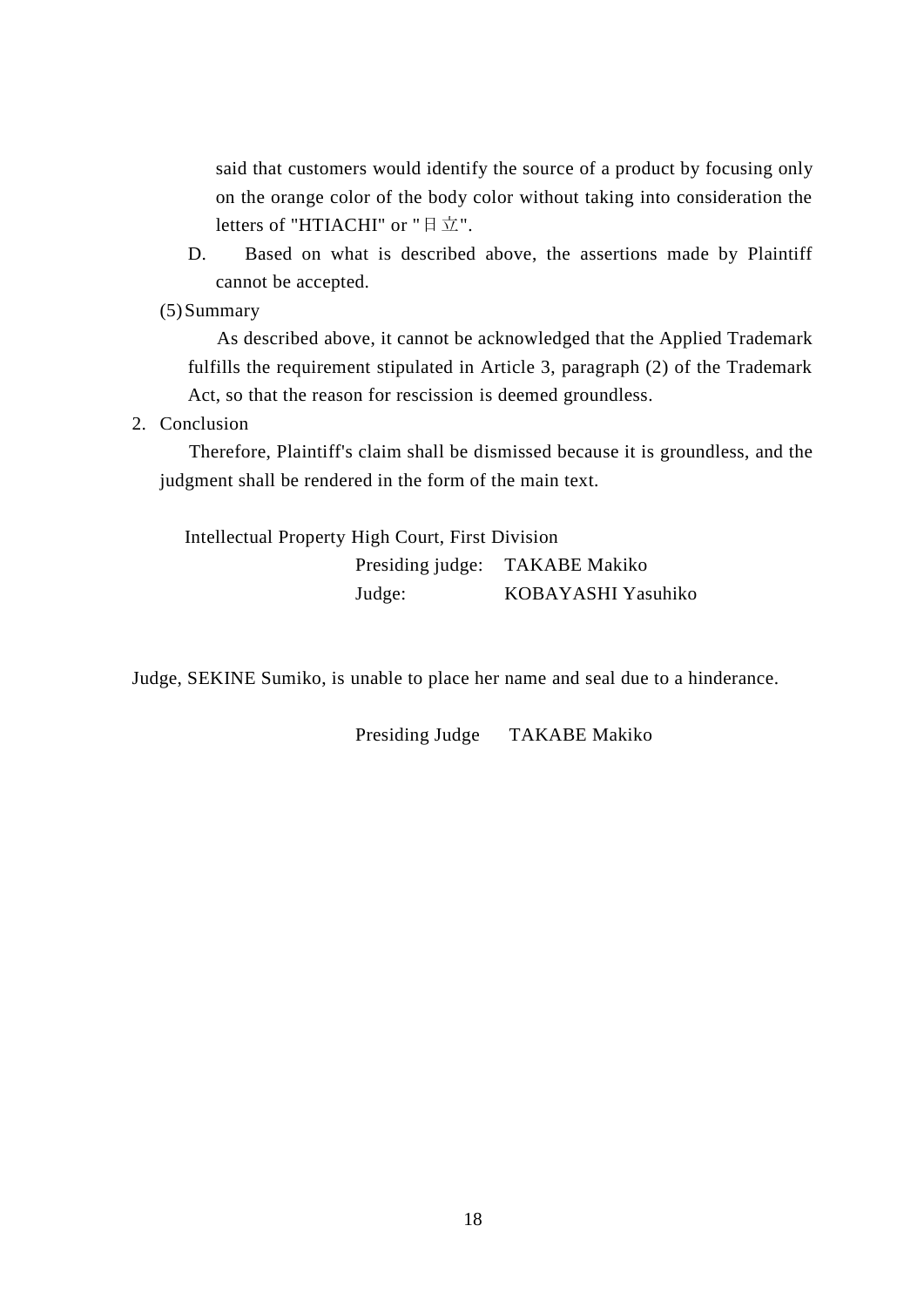said that customers would identify the source of a product by focusing only on the orange color of the body color without taking into consideration the letters of "HTIACHI" or "日立".

D. Based on what is described above, the assertions made by Plaintiff cannot be accepted.

(5) Summary

As described above, it cannot be acknowledged that the Applied Trademark fulfills the requirement stipulated in Article 3, paragraph (2) of the Trademark Act, so that the reason for rescission is deemed groundless.

2. Conclusion

Therefore, Plaintiff's claim shall be dismissed because it is groundless, and the judgment shall be rendered in the form of the main text.

Intellectual Property High Court, First Division

Presiding judge: TAKABE Makiko

Judge: KOBAYASHI Yasuhiko

Judge, SEKINE Sumiko, is unable to place her name and seal due to a hinderance.

Presiding Judge TAKABE Makiko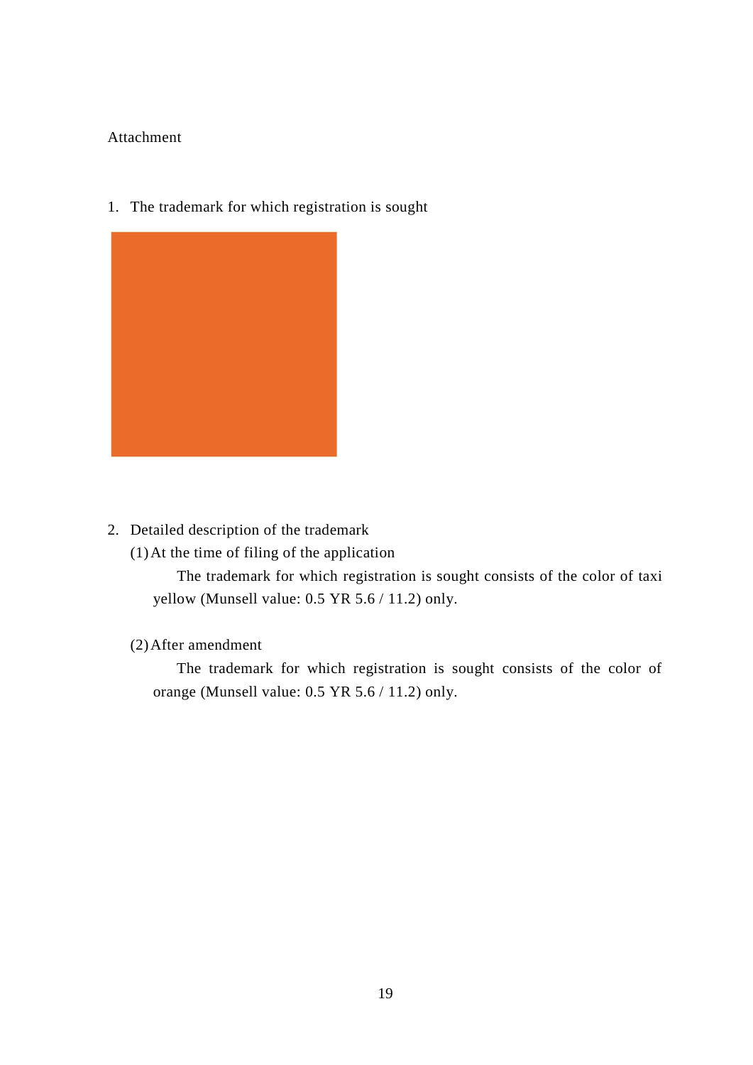Attachment

1. The trademark for which registration is sought

2. Detailed description of the trademark

   (1) At the time of filing of the application

   The trademark for which registration is sought consists of the color of taxi yellow (Munsell value: 0.5 YR 5.6 / 11.2) only.

   (2) After amendment

   The trademark for which registration is sought consists of the color of orange (Munsell value: 0.5 YR 5.6 / 11.2) only.